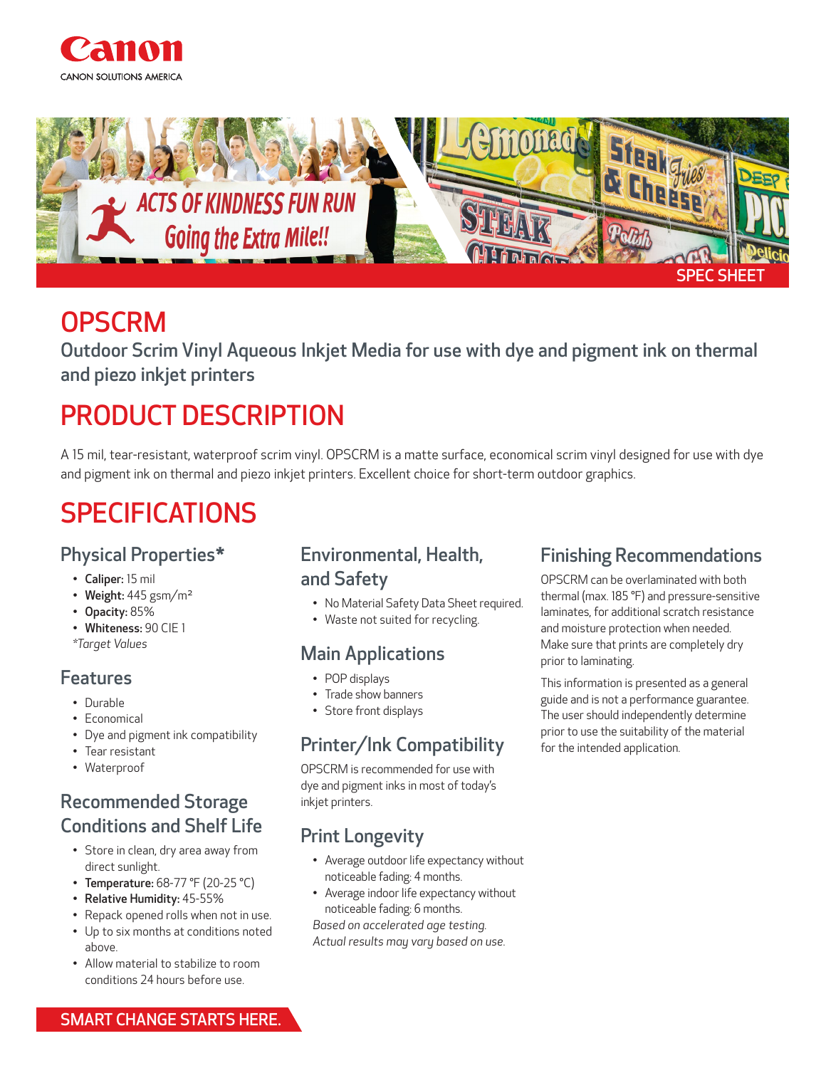Canon

CANON SOLUTIONS AMERICA

SPEC SHEET

# OPSCRM

Outdoor Scrim Vinyl Aqueous Inkjet Media for use with dye and pigment ink on thermal and piezo inkjet printers

# PRODUCT DESCRIPTION

A 15 mil, tear-resistant, waterproof scrim vinyl. OPSCRM is a matte surface, economical scrim vinyl designed for use with dye and pigment ink on thermal and piezo inkjet printers. Excellent choice for short-term outdoor graphics.

# SPECIFICATIONS

## Physical Properties*

- **Caliper:** 15 mil
- **Weight:** 445 gsm/m²
- **Opacity:** 85%
- **Whiteness:** 90 CIE 1

*Target Values*

## Features

- Durable
- Economical
- Dye and pigment ink compatibility
- Tear resistant
- Waterproof

## Recommended Storage Conditions and Shelf Life

- Store in clean, dry area away from direct sunlight.
- **Temperature:** 68-77 °F (20-25 °C)
- **Relative Humidity:** 45-55%
- Repack opened rolls when not in use.
- Up to six months at conditions noted above.
- Allow material to stabilize to room conditions 24 hours before use.

## Environmental, Health, and Safety

- No Material Safety Data Sheet required.
- Waste not suited for recycling.

## Main Applications

- POP displays
- Trade show banners
- Store front displays

## Printer/Ink Compatibility

OPSCRM is recommended for use with dye and pigment inks in most of today's inkjet printers.

## Print Longevity

- Average outdoor life expectancy without noticeable fading: 4 months.
- Average indoor life expectancy without noticeable fading: 6 months.

*Based on accelerated age testing. Actual results may vary based on use.*

## Finishing Recommendations

OPSCRM can be overlaminated with both thermal (max. 185 °F) and pressure-sensitive laminates, for additional scratch resistance and moisture protection when needed. Make sure that prints are completely dry prior to laminating.

This information is presented as a general guide and is not a performance guarantee. The user should independently determine prior to use the suitability of the material for the intended application.

SMART CHANGE STARTS HERE.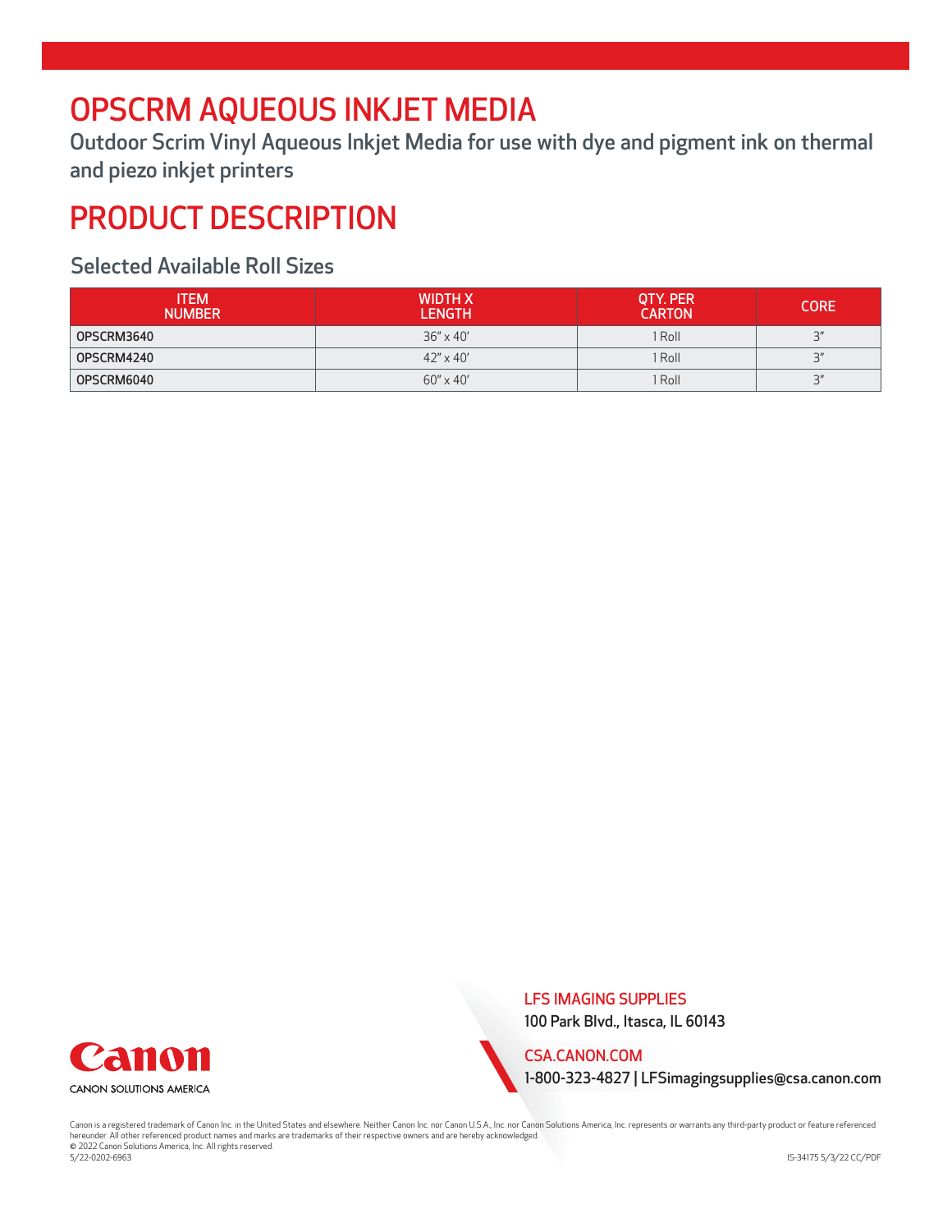# OPSCRM AQUEOUS INKJET MEDIA

Outdoor Scrim Vinyl Aqueous Inkjet Media for use with dye and pigment ink on thermal and piezo inkjet printers

# PRODUCT DESCRIPTION

## Selected Available Roll Sizes

| ITEM NUMBER | WIDTH X LENGTH | QTY. PER CARTON | CORE |
|---|---|---|---|
| OPSCRM3640 | 36" x 40' | 1 Roll | 3" |
| OPSCRM4240 | 42" x 40' | 1 Roll | 3" |
| OPSCRM6040 | 60" x 40' | 1 Roll | 3" |

Canon

CANON SOLUTIONS AMERICA

LFS IMAGING SUPPLIES

100 Park Blvd., Itasca, IL 60143

CSA.CANON.COM

1-800-323-4827 | LFSimagingsupplies@csa.canon.com

Canon is a registered trademark of Canon Inc. in the United States and elsewhere. Neither Canon Inc. nor Canon U.S.A., Inc. nor Canon Solutions America, Inc. represents or warrants any third-party product or feature referenced hereunder. All other referenced product names and marks are trademarks of their respective owners and are hereby acknowledged.
© 2022 Canon Solutions America, Inc. All rights reserved.
5/22-0202-6963

IS-34175 5/3/22 CC/PDF